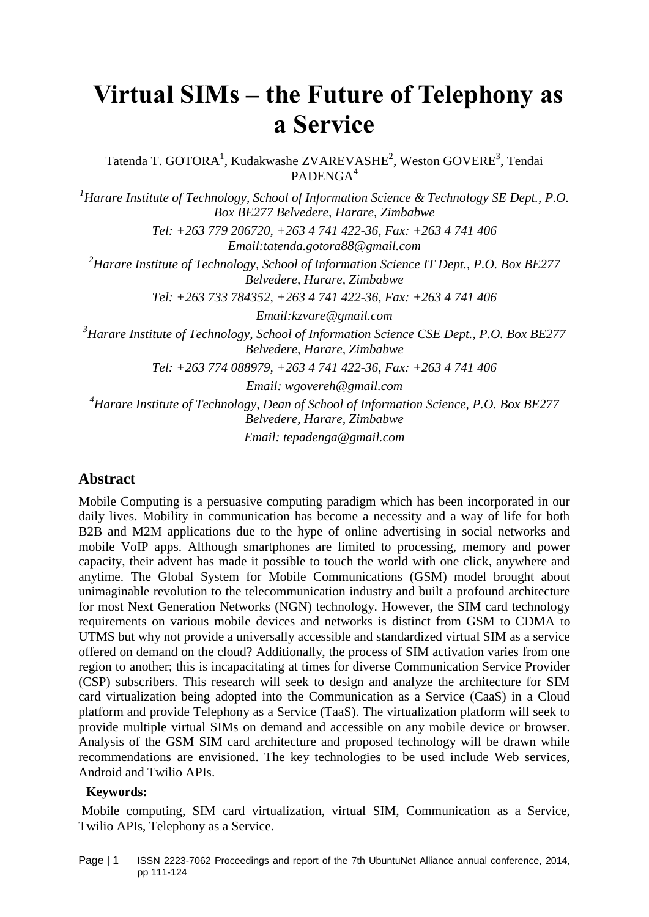# Virtual SIMs – the Future of Telephony as a Service

Tatenda T. GOTORA[1], Kudakwashe ZVAREVASHE[2], Weston GOVERE[3], Tendai PADENGA[4]

[1]*Harare Institute of Technology, School of Information Science & Technology SE Dept., P.O. Box BE277 Belvedere, Harare, Zimbabwe*

*Tel: +263 779 206720, +263 4 741 422-36, Fax: +263 4 741 406*
*Email:tatenda.gotora88@gmail.com*

[2]*Harare Institute of Technology, School of Information Science IT Dept., P.O. Box BE277 Belvedere, Harare, Zimbabwe*

*Tel: +263 733 784352, +263 4 741 422-36, Fax: +263 4 741 406*

*Email:kzvare@gmail.com*

[3]*Harare Institute of Technology, School of Information Science CSE Dept., P.O. Box BE277 Belvedere, Harare, Zimbabwe*

*Tel: +263 774 088979, +263 4 741 422-36, Fax: +263 4 741 406*

*Email: wgovereh@gmail.com*

[4]*Harare Institute of Technology, Dean of School of Information Science, P.O. Box BE277 Belvedere, Harare, Zimbabwe*

*Email: tepadenga@gmail.com*

## Abstract

Mobile Computing is a persuasive computing paradigm which has been incorporated in our daily lives. Mobility in communication has become a necessity and a way of life for both B2B and M2M applications due to the hype of online advertising in social networks and mobile VoIP apps. Although smartphones are limited to processing, memory and power capacity, their advent has made it possible to touch the world with one click, anywhere and anytime. The Global System for Mobile Communications (GSM) model brought about unimaginable revolution to the telecommunication industry and built a profound architecture for most Next Generation Networks (NGN) technology. However, the SIM card technology requirements on various mobile devices and networks is distinct from GSM to CDMA to UTMS but why not provide a universally accessible and standardized virtual SIM as a service offered on demand on the cloud? Additionally, the process of SIM activation varies from one region to another; this is incapacitating at times for diverse Communication Service Provider (CSP) subscribers. This research will seek to design and analyze the architecture for SIM card virtualization being adopted into the Communication as a Service (CaaS) in a Cloud platform and provide Telephony as a Service (TaaS). The virtualization platform will seek to provide multiple virtual SIMs on demand and accessible on any mobile device or browser. Analysis of the GSM SIM card architecture and proposed technology will be drawn while recommendations are envisioned. The key technologies to be used include Web services, Android and Twilio APIs.

**Keywords:**

Mobile computing, SIM card virtualization, virtual SIM, Communication as a Service, Twilio APIs, Telephony as a Service.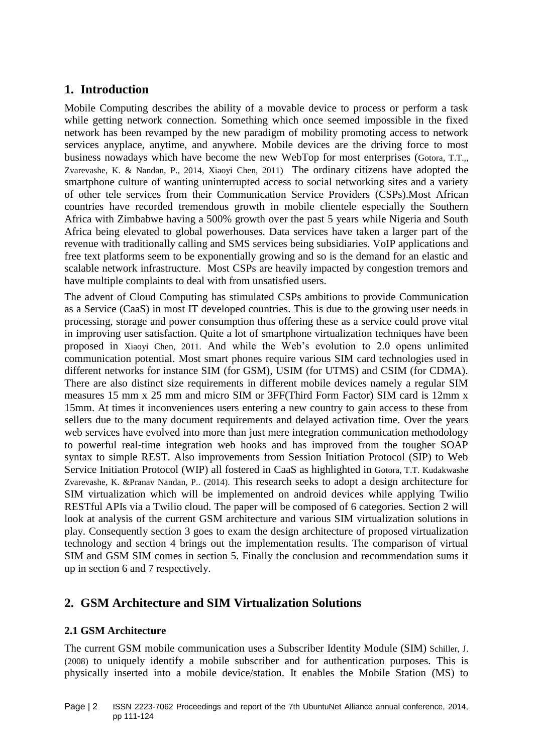## 1. Introduction

Mobile Computing describes the ability of a movable device to process or perform a task while getting network connection. Something which once seemed impossible in the fixed network has been revamped by the new paradigm of mobility promoting access to network services anyplace, anytime, and anywhere. Mobile devices are the driving force to most business nowadays which have become the new WebTop for most enterprises (Gotora, T.T.,, Zvarevashe, K. & Nandan, P., 2014, Xiaoyi Chen, 2011) The ordinary citizens have adopted the smartphone culture of wanting uninterrupted access to social networking sites and a variety of other tele services from their Communication Service Providers (CSPs).Most African countries have recorded tremendous growth in mobile clientele especially the Southern Africa with Zimbabwe having a 500% growth over the past 5 years while Nigeria and South Africa being elevated to global powerhouses. Data services have taken a larger part of the revenue with traditionally calling and SMS services being subsidiaries. VoIP applications and free text platforms seem to be exponentially growing and so is the demand for an elastic and scalable network infrastructure. Most CSPs are heavily impacted by congestion tremors and have multiple complaints to deal with from unsatisfied users.

The advent of Cloud Computing has stimulated CSPs ambitions to provide Communication as a Service (CaaS) in most IT developed countries. This is due to the growing user needs in processing, storage and power consumption thus offering these as a service could prove vital in improving user satisfaction. Quite a lot of smartphone virtualization techniques have been proposed in Xiaoyi Chen, 2011. And while the Web's evolution to 2.0 opens unlimited communication potential. Most smart phones require various SIM card technologies used in different networks for instance SIM (for GSM), USIM (for UTMS) and CSIM (for CDMA). There are also distinct size requirements in different mobile devices namely a regular SIM measures 15 mm x 25 mm and micro SIM or 3FF(Third Form Factor) SIM card is 12mm x 15mm. At times it inconveniences users entering a new country to gain access to these from sellers due to the many document requirements and delayed activation time. Over the years web services have evolved into more than just mere integration communication methodology to powerful real-time integration web hooks and has improved from the tougher SOAP syntax to simple REST. Also improvements from Session Initiation Protocol (SIP) to Web Service Initiation Protocol (WIP) all fostered in CaaS as highlighted in Gotora, T.T. Kudakwashe Zvarevashe, K. &Pranav Nandan, P.. (2014). This research seeks to adopt a design architecture for SIM virtualization which will be implemented on android devices while applying Twilio RESTful APIs via a Twilio cloud. The paper will be composed of 6 categories. Section 2 will look at analysis of the current GSM architecture and various SIM virtualization solutions in play. Consequently section 3 goes to exam the design architecture of proposed virtualization technology and section 4 brings out the implementation results. The comparison of virtual SIM and GSM SIM comes in section 5. Finally the conclusion and recommendation sums it up in section 6 and 7 respectively.

## 2. GSM Architecture and SIM Virtualization Solutions

### 2.1 GSM Architecture

The current GSM mobile communication uses a Subscriber Identity Module (SIM) Schiller, J. (2008) to uniquely identify a mobile subscriber and for authentication purposes. This is physically inserted into a mobile device/station. It enables the Mobile Station (MS) to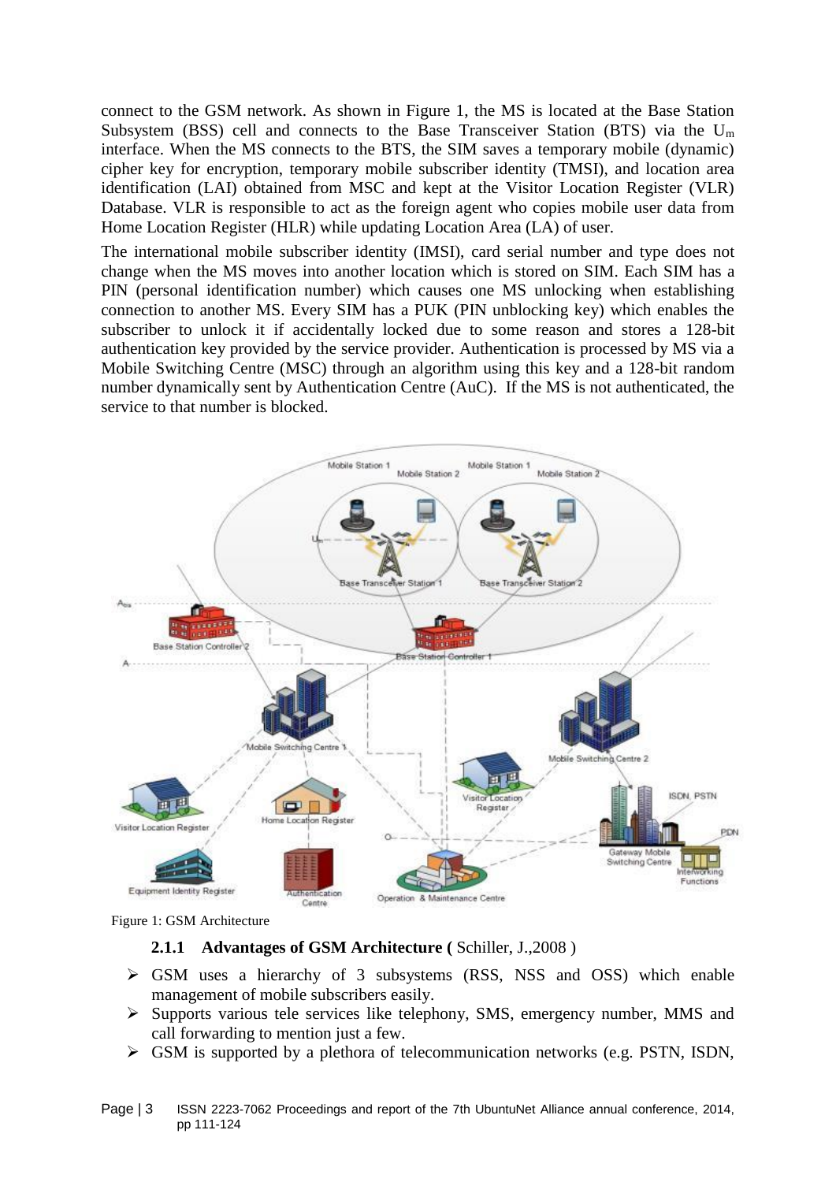connect to the GSM network. As shown in Figure 1, the MS is located at the Base Station Subsystem (BSS) cell and connects to the Base Transceiver Station (BTS) via the $U_m$ interface. When the MS connects to the BTS, the SIM saves a temporary mobile (dynamic) cipher key for encryption, temporary mobile subscriber identity (TMSI), and location area identification (LAI) obtained from MSC and kept at the Visitor Location Register (VLR) Database. VLR is responsible to act as the foreign agent who copies mobile user data from Home Location Register (HLR) while updating Location Area (LA) of user.

The international mobile subscriber identity (IMSI), card serial number and type does not change when the MS moves into another location which is stored on SIM. Each SIM has a PIN (personal identification number) which causes one MS unlocking when establishing connection to another MS. Every SIM has a PUK (PIN unblocking key) which enables the subscriber to unlock it if accidentally locked due to some reason and stores a 128-bit authentication key provided by the service provider. Authentication is processed by MS via a Mobile Switching Centre (MSC) through an algorithm using this key and a 128-bit random number dynamically sent by Authentication Centre (AuC). If the MS is not authenticated, the service to that number is blocked.

Figure 1: GSM Architecture

### 2.1.1 Advantages of GSM Architecture ( Schiller, J.,2008 )

- GSM uses a hierarchy of 3 subsystems (RSS, NSS and OSS) which enable management of mobile subscribers easily.
- Supports various tele services like telephony, SMS, emergency number, MMS and call forwarding to mention just a few.
- GSM is supported by a plethora of telecommunication networks (e.g. PSTN, ISDN,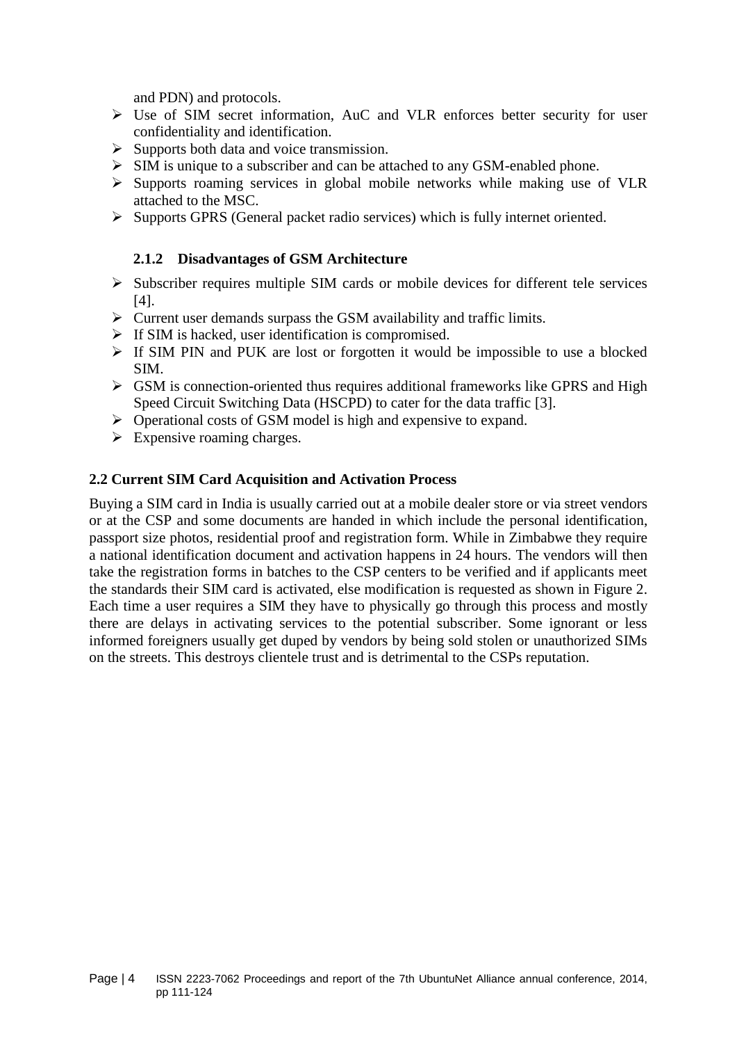and PDN) and protocols.

- Use of SIM secret information, AuC and VLR enforces better security for user confidentiality and identification.
- Supports both data and voice transmission.
- SIM is unique to a subscriber and can be attached to any GSM-enabled phone.
- Supports roaming services in global mobile networks while making use of VLR attached to the MSC.
- Supports GPRS (General packet radio services) which is fully internet oriented.

### 2.1.2 Disadvantages of GSM Architecture

- Subscriber requires multiple SIM cards or mobile devices for different tele services [4].
- Current user demands surpass the GSM availability and traffic limits.
- If SIM is hacked, user identification is compromised.
- If SIM PIN and PUK are lost or forgotten it would be impossible to use a blocked SIM.
- GSM is connection-oriented thus requires additional frameworks like GPRS and High Speed Circuit Switching Data (HSCPD) to cater for the data traffic [3].
- Operational costs of GSM model is high and expensive to expand.
- Expensive roaming charges.

## 2.2 Current SIM Card Acquisition and Activation Process

Buying a SIM card in India is usually carried out at a mobile dealer store or via street vendors or at the CSP and some documents are handed in which include the personal identification, passport size photos, residential proof and registration form. While in Zimbabwe they require a national identification document and activation happens in 24 hours. The vendors will then take the registration forms in batches to the CSP centers to be verified and if applicants meet the standards their SIM card is activated, else modification is requested as shown in Figure 2. Each time a user requires a SIM they have to physically go through this process and mostly there are delays in activating services to the potential subscriber. Some ignorant or less informed foreigners usually get duped by vendors by being sold stolen or unauthorized SIMs on the streets. This destroys clientele trust and is detrimental to the CSPs reputation.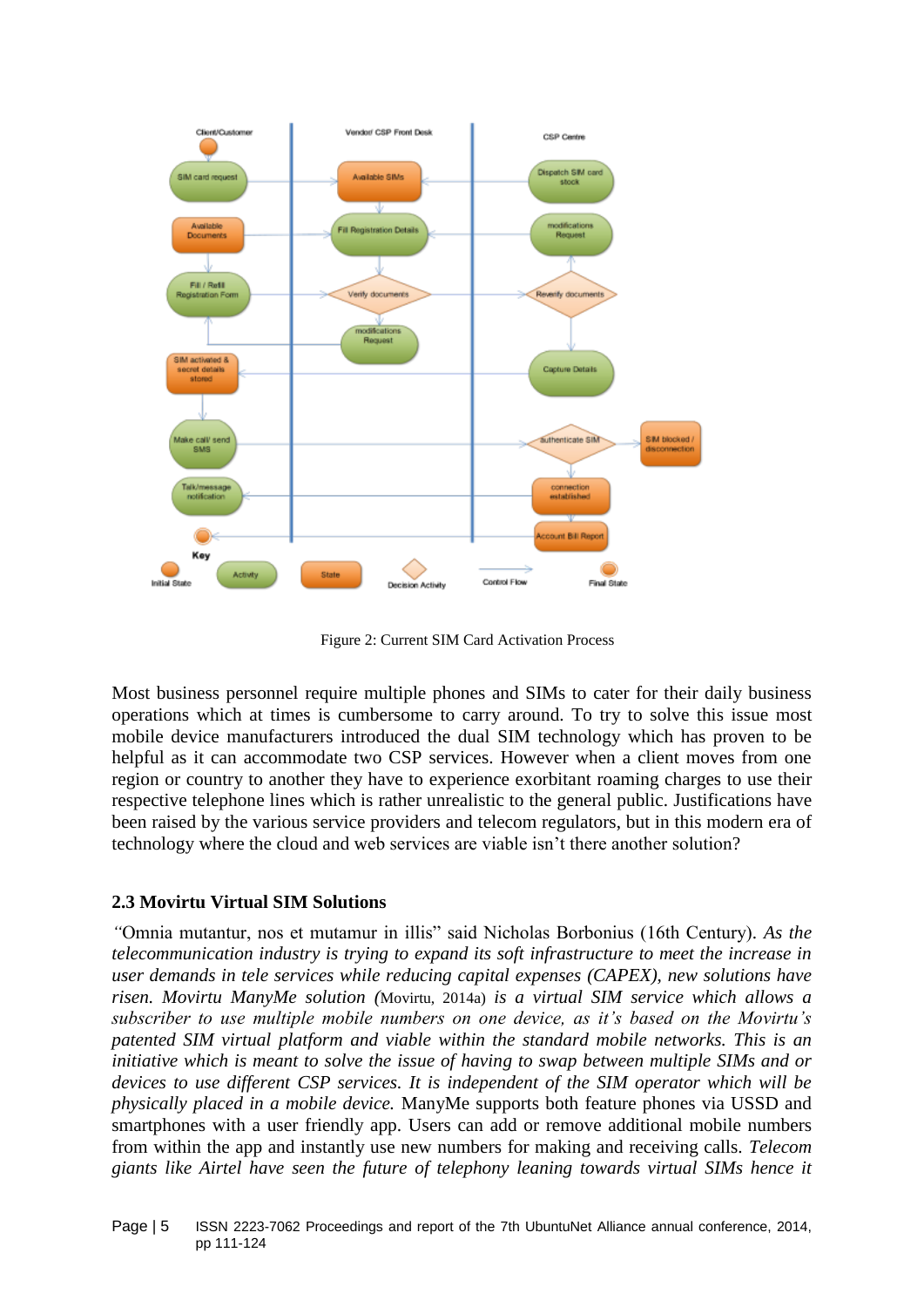Figure 2: Current SIM Card Activation Process

Most business personnel require multiple phones and SIMs to cater for their daily business operations which at times is cumbersome to carry around. To try to solve this issue most mobile device manufacturers introduced the dual SIM technology which has proven to be helpful as it can accommodate two CSP services. However when a client moves from one region or country to another they have to experience exorbitant roaming charges to use their respective telephone lines which is rather unrealistic to the general public. Justifications have been raised by the various service providers and telecom regulators, but in this modern era of technology where the cloud and web services are viable isn't there another solution?

### 2.3 Movirtu Virtual SIM Solutions

*"*Omnia mutantur, nos et mutamur in illis" said Nicholas Borbonius (16th Century). *As the telecommunication industry is trying to expand its soft infrastructure to meet the increase in user demands in tele services while reducing capital expenses (CAPEX), new solutions have risen. Movirtu ManyMe solution (*Movirtu, 2014a) *is a virtual SIM service which allows a subscriber to use multiple mobile numbers on one device, as it's based on the Movirtu's patented SIM virtual platform and viable within the standard mobile networks. This is an initiative which is meant to solve the issue of having to swap between multiple SIMs and or devices to use different CSP services. It is independent of the SIM operator which will be physically placed in a mobile device.* ManyMe supports both feature phones via USSD and smartphones with a user friendly app. Users can add or remove additional mobile numbers from within the app and instantly use new numbers for making and receiving calls. *Telecom giants like Airtel have seen the future of telephony leaning towards virtual SIMs hence it*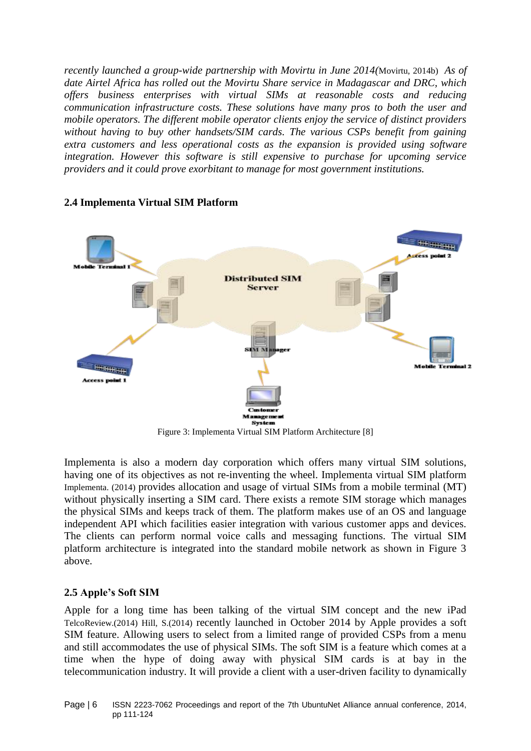*recently launched a group-wide partnership with Movirtu in June 2014(*Movirtu, 2014b) *As of date Airtel Africa has rolled out the Movirtu Share service in Madagascar and DRC, which offers business enterprises with virtual SIMs at reasonable costs and reducing communication infrastructure costs. These solutions have many pros to both the user and mobile operators. The different mobile operator clients enjoy the service of distinct providers without having to buy other handsets/SIM cards. The various CSPs benefit from gaining extra customers and less operational costs as the expansion is provided using software integration. However this software is still expensive to purchase for upcoming service providers and it could prove exorbitant to manage for most government institutions.*

### 2.4 Implementa Virtual SIM Platform

Figure 3: Implementa Virtual SIM Platform Architecture [8]

Implementa is also a modern day corporation which offers many virtual SIM solutions, having one of its objectives as not re-inventing the wheel. Implementa virtual SIM platform Implementa. (2014) provides allocation and usage of virtual SIMs from a mobile terminal (MT) without physically inserting a SIM card. There exists a remote SIM storage which manages the physical SIMs and keeps track of them. The platform makes use of an OS and language independent API which facilities easier integration with various customer apps and devices. The clients can perform normal voice calls and messaging functions. The virtual SIM platform architecture is integrated into the standard mobile network as shown in Figure 3 above.

### 2.5 Apple's Soft SIM

Apple for a long time has been talking of the virtual SIM concept and the new iPad TelcoReview.(2014) Hill, S.(2014) recently launched in October 2014 by Apple provides a soft SIM feature. Allowing users to select from a limited range of provided CSPs from a menu and still accommodates the use of physical SIMs. The soft SIM is a feature which comes at a time when the hype of doing away with physical SIM cards is at bay in the telecommunication industry. It will provide a client with a user-driven facility to dynamically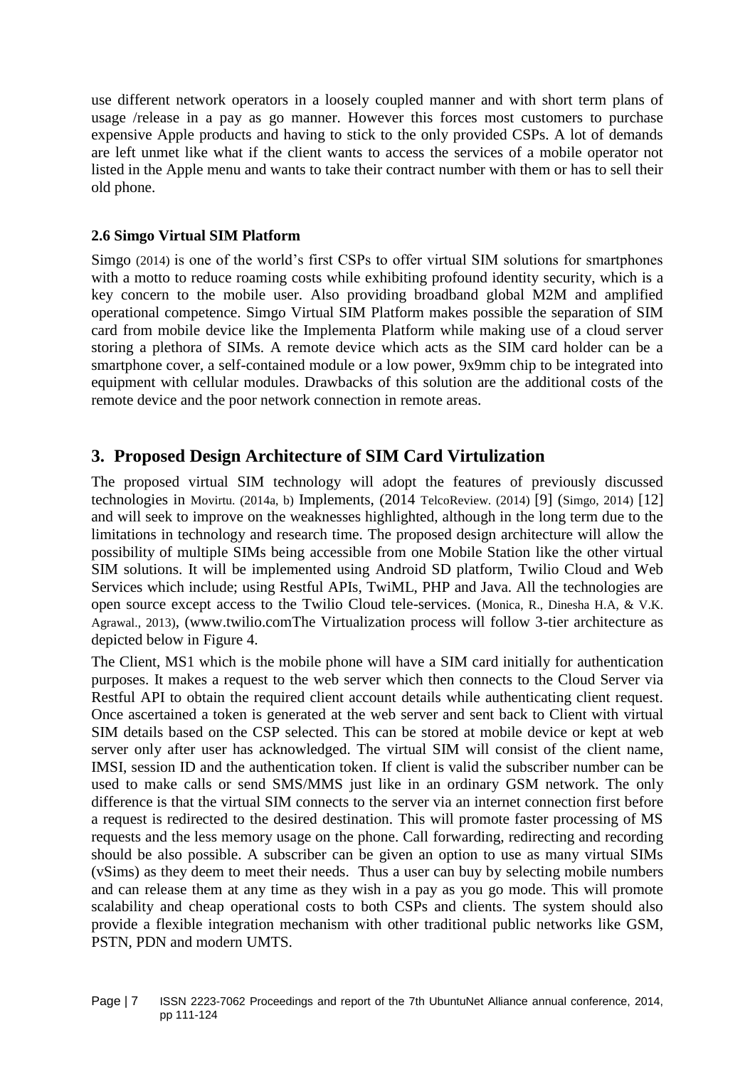use different network operators in a loosely coupled manner and with short term plans of usage /release in a pay as go manner. However this forces most customers to purchase expensive Apple products and having to stick to the only provided CSPs. A lot of demands are left unmet like what if the client wants to access the services of a mobile operator not listed in the Apple menu and wants to take their contract number with them or has to sell their old phone.

### 2.6 Simgo Virtual SIM Platform

Simgo (2014) is one of the world's first CSPs to offer virtual SIM solutions for smartphones with a motto to reduce roaming costs while exhibiting profound identity security, which is a key concern to the mobile user. Also providing broadband global M2M and amplified operational competence. Simgo Virtual SIM Platform makes possible the separation of SIM card from mobile device like the Implementa Platform while making use of a cloud server storing a plethora of SIMs. A remote device which acts as the SIM card holder can be a smartphone cover, a self-contained module or a low power, 9x9mm chip to be integrated into equipment with cellular modules. Drawbacks of this solution are the additional costs of the remote device and the poor network connection in remote areas.

## 3. Proposed Design Architecture of SIM Card Virtulization

The proposed virtual SIM technology will adopt the features of previously discussed technologies in Movirtu. (2014a, b) Implements, (2014 TelcoReview. (2014) [9] (Simgo, 2014) [12] and will seek to improve on the weaknesses highlighted, although in the long term due to the limitations in technology and research time. The proposed design architecture will allow the possibility of multiple SIMs being accessible from one Mobile Station like the other virtual SIM solutions. It will be implemented using Android SD platform, Twilio Cloud and Web Services which include; using Restful APIs, TwiML, PHP and Java. All the technologies are open source except access to the Twilio Cloud tele-services. (Monica, R., Dinesha H.A, & V.K. Agrawal., 2013), (www.twilio.comThe Virtualization process will follow 3-tier architecture as depicted below in Figure 4.

The Client, MS1 which is the mobile phone will have a SIM card initially for authentication purposes. It makes a request to the web server which then connects to the Cloud Server via Restful API to obtain the required client account details while authenticating client request. Once ascertained a token is generated at the web server and sent back to Client with virtual SIM details based on the CSP selected. This can be stored at mobile device or kept at web server only after user has acknowledged. The virtual SIM will consist of the client name, IMSI, session ID and the authentication token. If client is valid the subscriber number can be used to make calls or send SMS/MMS just like in an ordinary GSM network. The only difference is that the virtual SIM connects to the server via an internet connection first before a request is redirected to the desired destination. This will promote faster processing of MS requests and the less memory usage on the phone. Call forwarding, redirecting and recording should be also possible. A subscriber can be given an option to use as many virtual SIMs (vSims) as they deem to meet their needs. Thus a user can buy by selecting mobile numbers and can release them at any time as they wish in a pay as you go mode. This will promote scalability and cheap operational costs to both CSPs and clients. The system should also provide a flexible integration mechanism with other traditional public networks like GSM, PSTN, PDN and modern UMTS.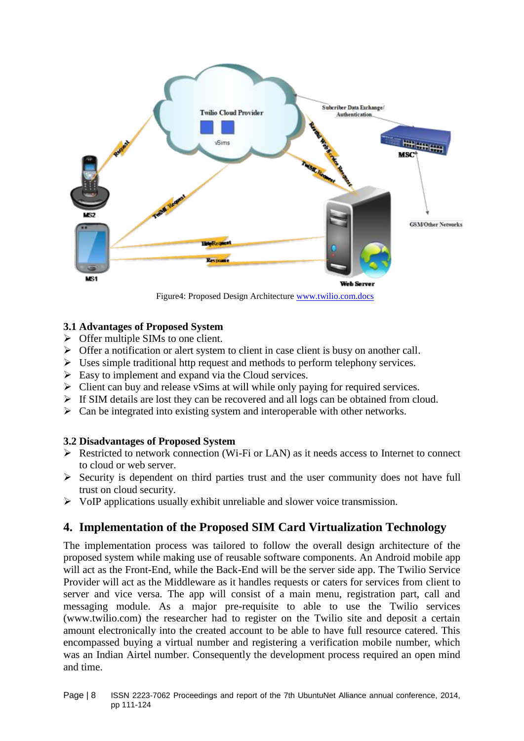Figure4: Proposed Design Architecture www.twilio.com.docs

### 3.1 Advantages of Proposed System

- Offer multiple SIMs to one client.
- Offer a notification or alert system to client in case client is busy on another call.
- Uses simple traditional http request and methods to perform telephony services.
- Easy to implement and expand via the Cloud services.
- Client can buy and release vSims at will while only paying for required services.
- If SIM details are lost they can be recovered and all logs can be obtained from cloud.
- Can be integrated into existing system and interoperable with other networks.

### 3.2 Disadvantages of Proposed System

- Restricted to network connection (Wi-Fi or LAN) as it needs access to Internet to connect to cloud or web server.
- Security is dependent on third parties trust and the user community does not have full trust on cloud security.
- VoIP applications usually exhibit unreliable and slower voice transmission.

## 4. Implementation of the Proposed SIM Card Virtualization Technology

The implementation process was tailored to follow the overall design architecture of the proposed system while making use of reusable software components. An Android mobile app will act as the Front-End, while the Back-End will be the server side app. The Twilio Service Provider will act as the Middleware as it handles requests or caters for services from client to server and vice versa. The app will consist of a main menu, registration part, call and messaging module. As a major pre-requisite to able to use the Twilio services (www.twilio.com) the researcher had to register on the Twilio site and deposit a certain amount electronically into the created account to be able to have full resource catered. This encompassed buying a virtual number and registering a verification mobile number, which was an Indian Airtel number. Consequently the development process required an open mind and time.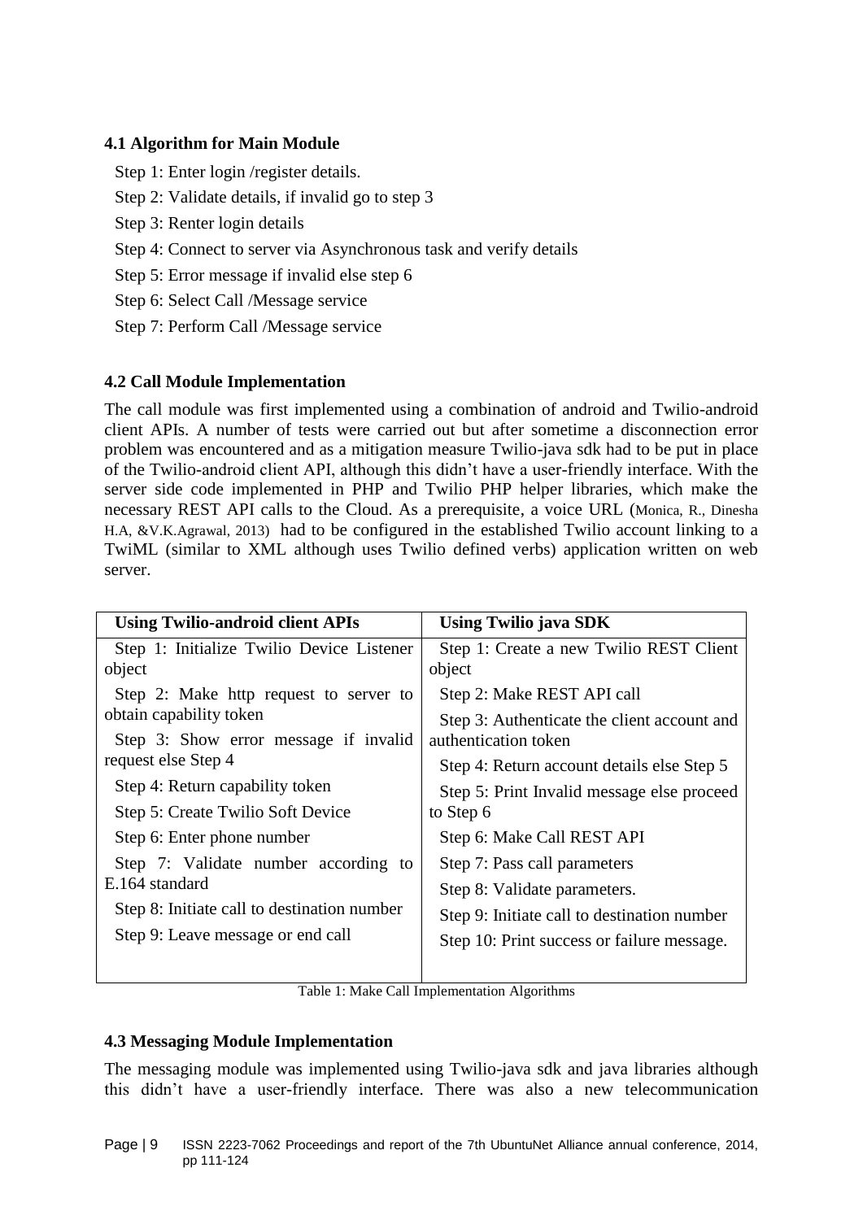### 4.1 Algorithm for Main Module

Step 1: Enter login /register details.

Step 2: Validate details, if invalid go to step 3

Step 3: Renter login details

Step 4: Connect to server via Asynchronous task and verify details

Step 5: Error message if invalid else step 6

Step 6: Select Call /Message service

Step 7: Perform Call /Message service

### 4.2 Call Module Implementation

The call module was first implemented using a combination of android and Twilio-android client APIs. A number of tests were carried out but after sometime a disconnection error problem was encountered and as a mitigation measure Twilio-java sdk had to be put in place of the Twilio-android client API, although this didn't have a user-friendly interface. With the server side code implemented in PHP and Twilio PHP helper libraries, which make the necessary REST API calls to the Cloud. As a prerequisite, a voice URL (Monica, R., Dinesha H.A, &V.K.Agrawal, 2013) had to be configured in the established Twilio account linking to a TwiML (similar to XML although uses Twilio defined verbs) application written on web server.

| Using Twilio-android client APIs | Using Twilio java SDK |
|---|---|
| Step 1: Initialize Twilio Device Listener object | Step 1: Create a new Twilio REST Client object |
| Step 2: Make http request to server to obtain capability token | Step 2: Make REST API call |
| Step 3: Show error message if invalid request else Step 4 | Step 3: Authenticate the client account and authentication token |
| Step 4: Return capability token | Step 4: Return account details else Step 5 |
| Step 5: Create Twilio Soft Device | Step 5: Print Invalid message else proceed to Step 6 |
| Step 6: Enter phone number | Step 6: Make Call REST API |
| Step 7: Validate number according to E.164 standard | Step 7: Pass call parameters |
| Step 8: Initiate call to destination number | Step 8: Validate parameters. |
| Step 9: Leave message or end call | Step 9: Initiate call to destination number |
| | Step 10: Print success or failure message. |

Table 1: Make Call Implementation Algorithms

### 4.3 Messaging Module Implementation

The messaging module was implemented using Twilio-java sdk and java libraries although this didn't have a user-friendly interface. There was also a new telecommunication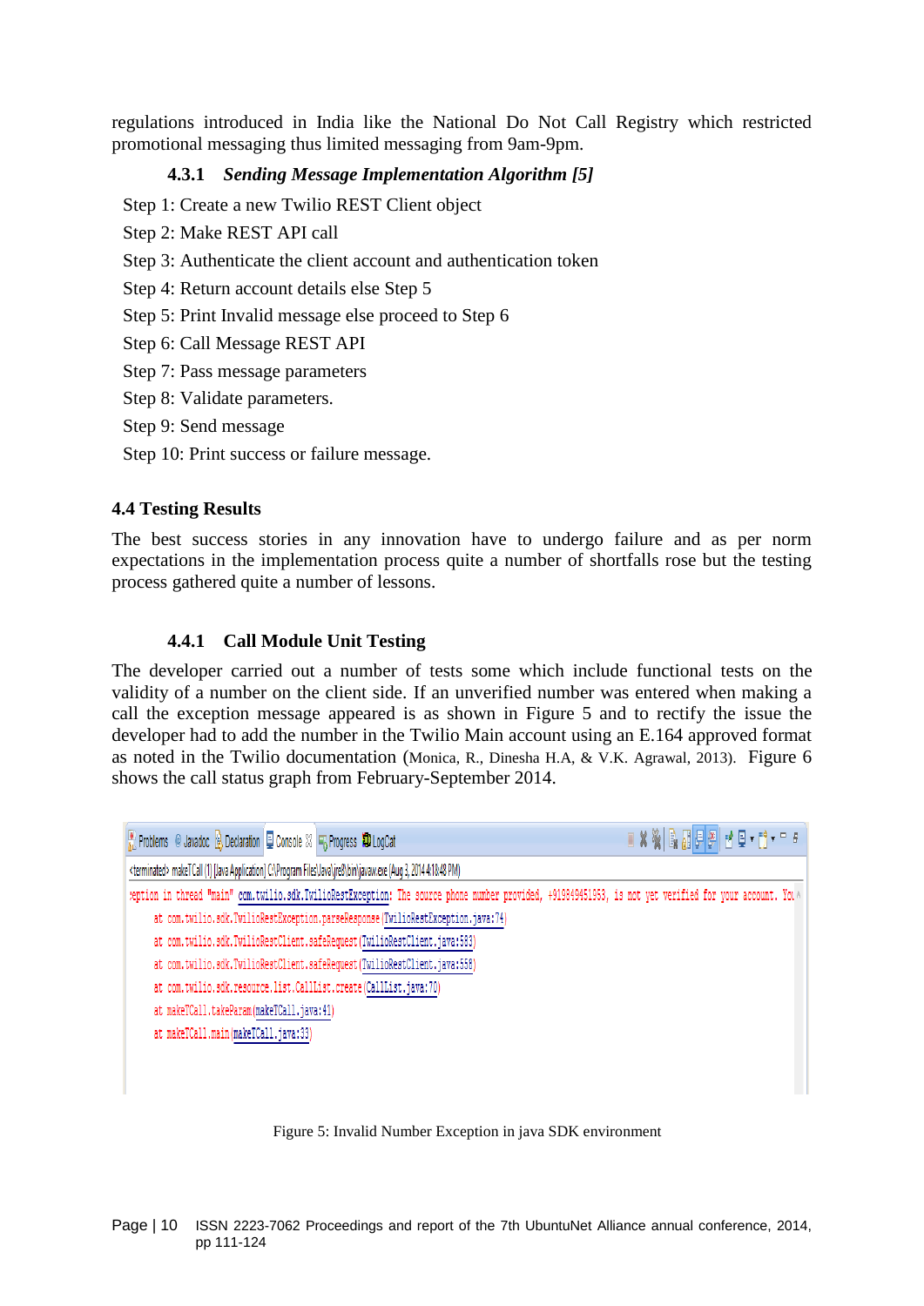regulations introduced in India like the National Do Not Call Registry which restricted promotional messaging thus limited messaging from 9am-9pm.

#### 4.3.1 *Sending Message Implementation Algorithm [5]*

Step 1: Create a new Twilio REST Client object

Step 2: Make REST API call

Step 3: Authenticate the client account and authentication token

Step 4: Return account details else Step 5

Step 5: Print Invalid message else proceed to Step 6

Step 6: Call Message REST API

Step 7: Pass message parameters

Step 8: Validate parameters.

Step 9: Send message

Step 10: Print success or failure message.

### 4.4 Testing Results

The best success stories in any innovation have to undergo failure and as per norm expectations in the implementation process quite a number of shortfalls rose but the testing process gathered quite a number of lessons.

#### 4.4.1 Call Module Unit Testing

The developer carried out a number of tests some which include functional tests on the validity of a number on the client side. If an unverified number was entered when making a call the exception message appeared is as shown in Figure 5 and to rectify the issue the developer had to add the number in the Twilio Main account using an E.164 approved format as noted in the Twilio documentation (Monica, R., Dinesha H.A, & V.K. Agrawal, 2013). Figure 6 shows the call status graph from February-September 2014.

```
Problems  Javadoc  Declaration  Console  Progress  LogCat
<terminated> makeTCall (1) [Java Application] C:\Program Files\Java\jre8\bin\javaw.exe (Aug 3, 2014 4:18:48 PM)
eption in thread "main" com.twilio.sdk.TwilioRestException: The source phone number provided, +919849451953, is not yet verified for your account. You
    at com.twilio.sdk.TwilioRestException.parseResponse(TwilioRestException.java:74)
    at com.twilio.sdk.TwilioRestClient.safeRequest(TwilioRestClient.java:583)
    at com.twilio.sdk.TwilioRestClient.safeRequest(TwilioRestClient.java:558)
    at com.twilio.sdk.resource.list.CallList.create(CallList.java:70)
    at makeTCall.takeParam(makeTCall.java:41)
    at makeTCall.main(makeTCall.java:33)
```

Figure 5: Invalid Number Exception in java SDK environment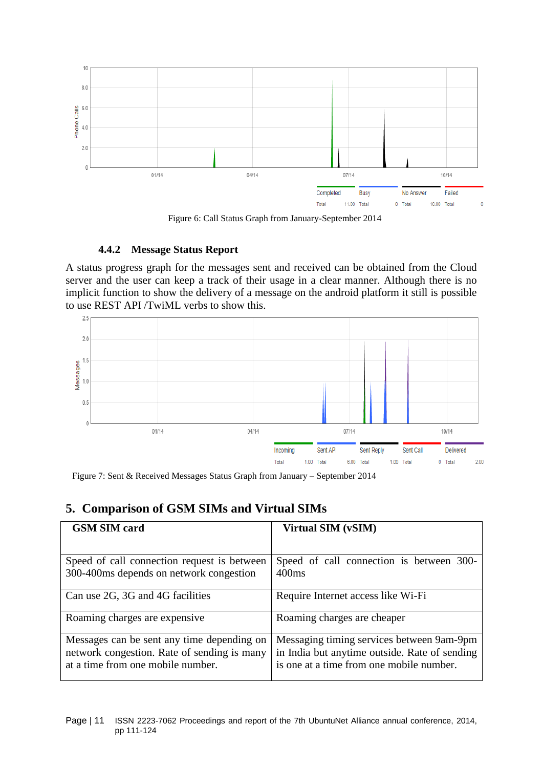Figure 6: Call Status Graph from January-September 2014

### 4.4.2 Message Status Report

A status progress graph for the messages sent and received can be obtained from the Cloud server and the user can keep a track of their usage in a clear manner. Although there is no implicit function to show the delivery of a message on the android platform it still is possible to use REST API /TwiML verbs to show this.

Figure 7: Sent & Received Messages Status Graph from January – September 2014

## 5. Comparison of GSM SIMs and Virtual SIMs

| GSM SIM card | Virtual SIM (vSIM) |
|---|---|
| Speed of call connection request is between 300-400ms depends on network congestion | Speed of call connection is between 300-400ms |
| Can use 2G, 3G and 4G facilities | Require Internet access like Wi-Fi |
| Roaming charges are expensive | Roaming charges are cheaper |
| Messages can be sent any time depending on network congestion. Rate of sending is many at a time from one mobile number. | Messaging timing services between 9am-9pm in India but anytime outside. Rate of sending is one at a time from one mobile number. |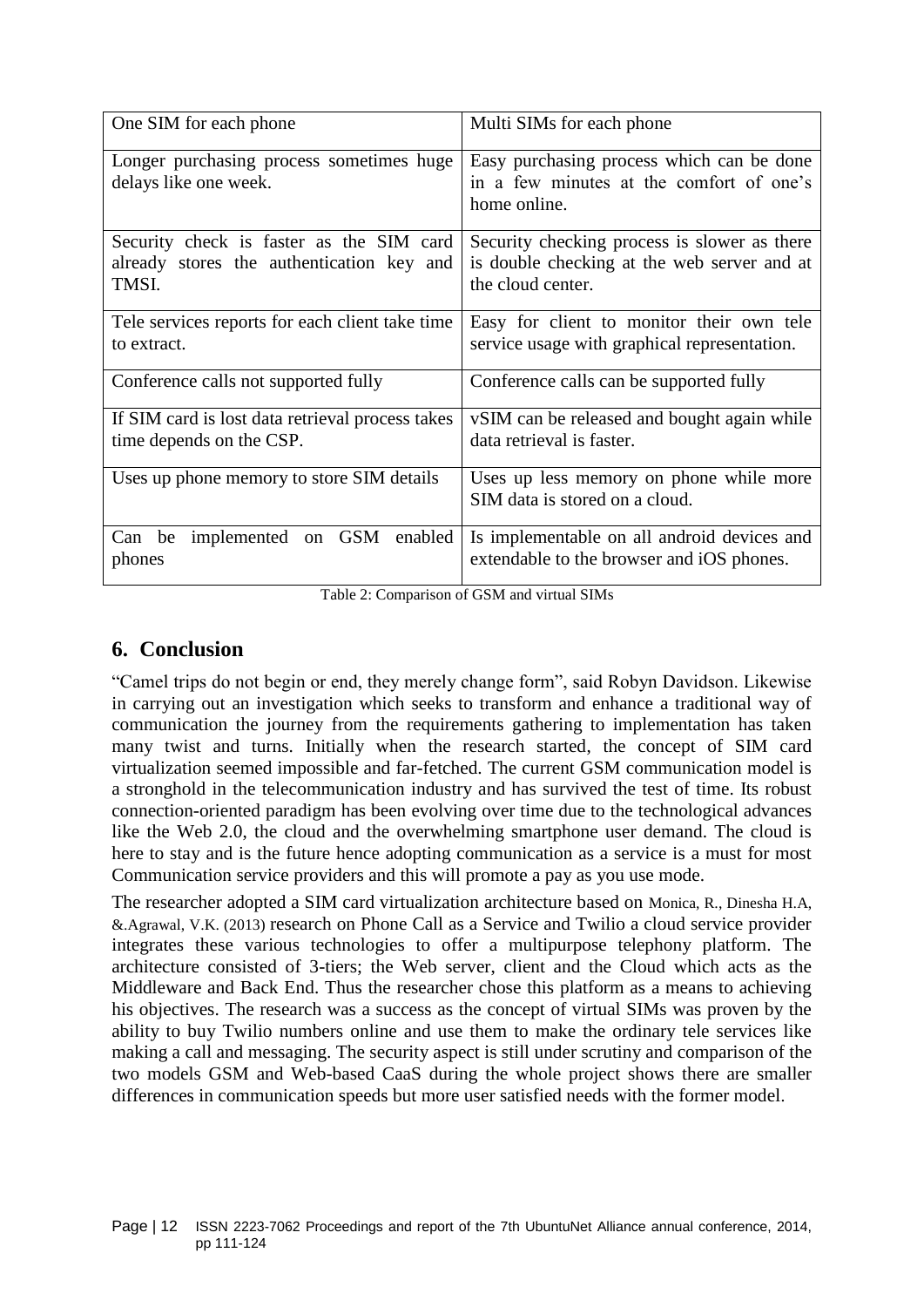| One SIM for each phone | Multi SIMs for each phone |
|---|---|
| Longer purchasing process sometimes huge delays like one week. | Easy purchasing process which can be done in a few minutes at the comfort of one's home online. |
| Security check is faster as the SIM card already stores the authentication key and TMSI. | Security checking process is slower as there is double checking at the web server and at the cloud center. |
| Tele services reports for each client take time to extract. | Easy for client to monitor their own tele service usage with graphical representation. |
| Conference calls not supported fully | Conference calls can be supported fully |
| If SIM card is lost data retrieval process takes time depends on the CSP. | vSIM can be released and bought again while data retrieval is faster. |
| Uses up phone memory to store SIM details | Uses up less memory on phone while more SIM data is stored on a cloud. |
| Can be implemented on GSM enabled phones | Is implementable on all android devices and extendable to the browser and iOS phones. |

Table 2: Comparison of GSM and virtual SIMs

## 6. Conclusion

"Camel trips do not begin or end, they merely change form", said Robyn Davidson. Likewise in carrying out an investigation which seeks to transform and enhance a traditional way of communication the journey from the requirements gathering to implementation has taken many twist and turns. Initially when the research started, the concept of SIM card virtualization seemed impossible and far-fetched. The current GSM communication model is a stronghold in the telecommunication industry and has survived the test of time. Its robust connection-oriented paradigm has been evolving over time due to the technological advances like the Web 2.0, the cloud and the overwhelming smartphone user demand. The cloud is here to stay and is the future hence adopting communication as a service is a must for most Communication service providers and this will promote a pay as you use mode.

The researcher adopted a SIM card virtualization architecture based on Monica, R., Dinesha H.A, &.Agrawal, V.K. (2013) research on Phone Call as a Service and Twilio a cloud service provider integrates these various technologies to offer a multipurpose telephony platform. The architecture consisted of 3-tiers; the Web server, client and the Cloud which acts as the Middleware and Back End. Thus the researcher chose this platform as a means to achieving his objectives. The research was a success as the concept of virtual SIMs was proven by the ability to buy Twilio numbers online and use them to make the ordinary tele services like making a call and messaging. The security aspect is still under scrutiny and comparison of the two models GSM and Web-based CaaS during the whole project shows there are smaller differences in communication speeds but more user satisfied needs with the former model.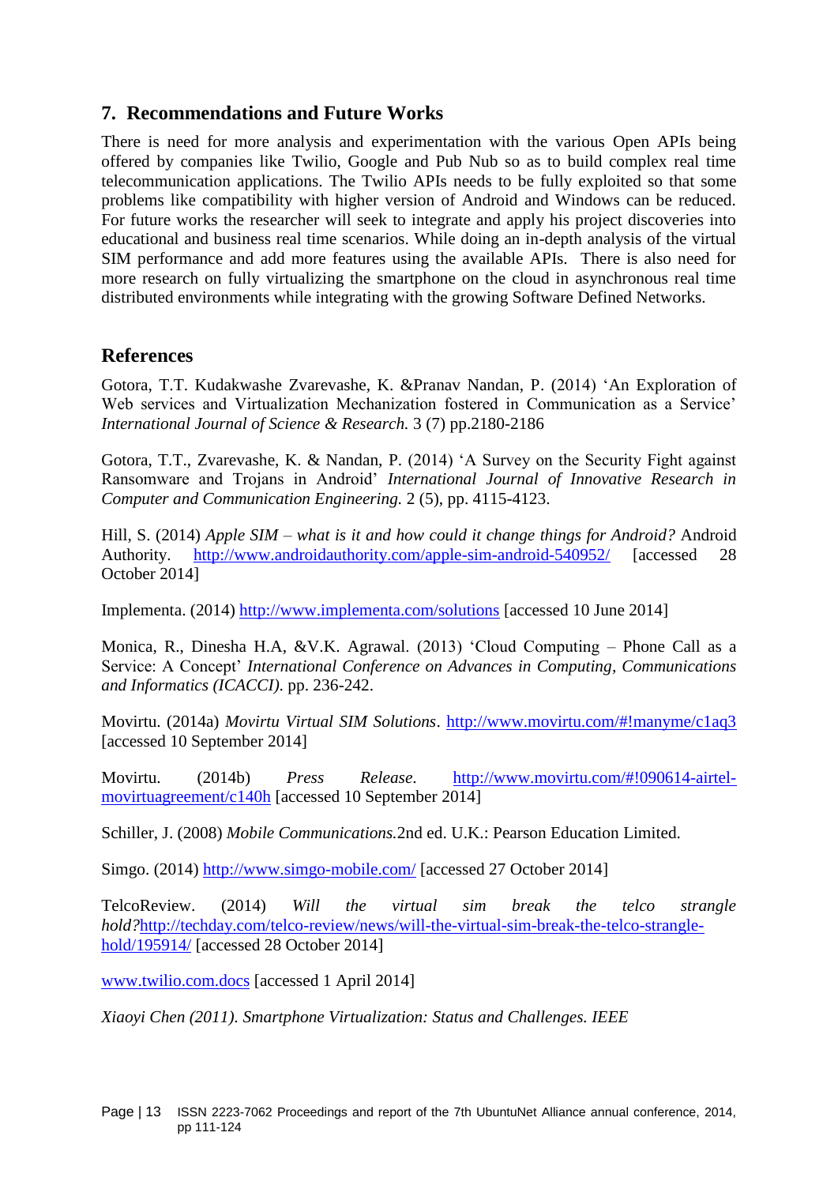## 7. Recommendations and Future Works

There is need for more analysis and experimentation with the various Open APIs being offered by companies like Twilio, Google and Pub Nub so as to build complex real time telecommunication applications. The Twilio APIs needs to be fully exploited so that some problems like compatibility with higher version of Android and Windows can be reduced. For future works the researcher will seek to integrate and apply his project discoveries into educational and business real time scenarios. While doing an in-depth analysis of the virtual SIM performance and add more features using the available APIs. There is also need for more research on fully virtualizing the smartphone on the cloud in asynchronous real time distributed environments while integrating with the growing Software Defined Networks.

## References

Gotora, T.T. Kudakwashe Zvarevashe, K. &Pranav Nandan, P. (2014) 'An Exploration of Web services and Virtualization Mechanization fostered in Communication as a Service' *International Journal of Science & Research.* 3 (7) pp.2180-2186

Gotora, T.T., Zvarevashe, K. & Nandan, P. (2014) 'A Survey on the Security Fight against Ransomware and Trojans in Android' *International Journal of Innovative Research in Computer and Communication Engineering.* 2 (5), pp. 4115-4123.

Hill, S. (2014) *Apple SIM – what is it and how could it change things for Android?* Android Authority. http://www.androidauthority.com/apple-sim-android-540952/ [accessed 28 October 2014]

Implementa. (2014) http://www.implementa.com/solutions [accessed 10 June 2014]

Monica, R., Dinesha H.A, &V.K. Agrawal. (2013) 'Cloud Computing – Phone Call as a Service: A Concept' *International Conference on Advances in Computing, Communications and Informatics (ICACCI).* pp. 236-242.

Movirtu. (2014a) *Movirtu Virtual SIM Solutions*. http://www.movirtu.com/#!manyme/c1aq3 [accessed 10 September 2014]

Movirtu. (2014b) *Press Release*. http://www.movirtu.com/#!090614-airtel-movirtuagreement/c140h [accessed 10 September 2014]

Schiller, J. (2008) *Mobile Communications.*2nd ed. U.K.: Pearson Education Limited.

Simgo. (2014) http://www.simgo-mobile.com/ [accessed 27 October 2014]

TelcoReview. (2014) *Will the virtual sim break the telco strangle hold?*http://techday.com/telco-review/news/will-the-virtual-sim-break-the-telco-strangle-hold/195914/ [accessed 28 October 2014]

www.twilio.com.docs [accessed 1 April 2014]

*Xiaoyi Chen (2011). Smartphone Virtualization: Status and Challenges. IEEE*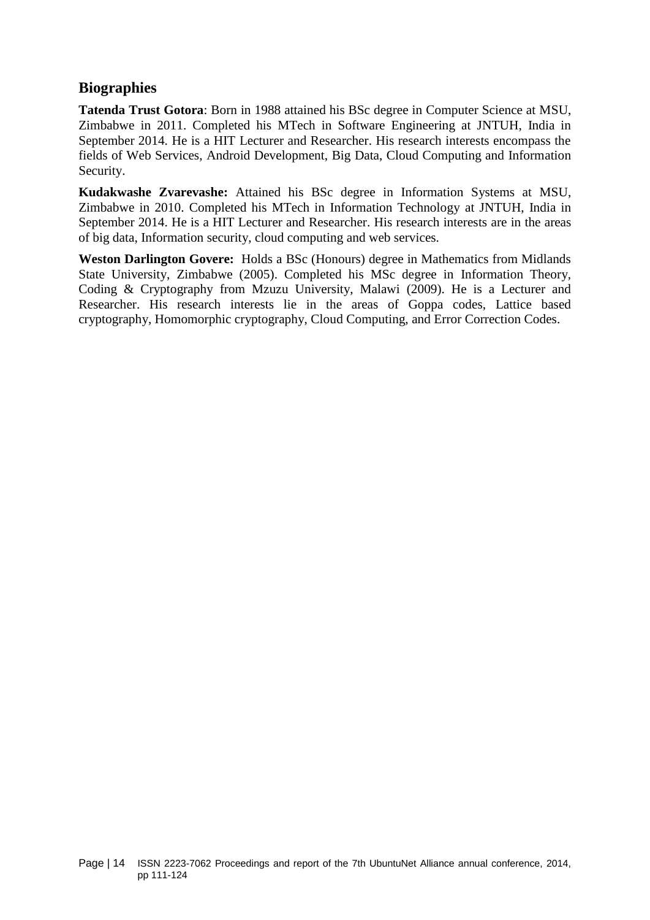## Biographies

**Tatenda Trust Gotora**: Born in 1988 attained his BSc degree in Computer Science at MSU, Zimbabwe in 2011. Completed his MTech in Software Engineering at JNTUH, India in September 2014. He is a HIT Lecturer and Researcher. His research interests encompass the fields of Web Services, Android Development, Big Data, Cloud Computing and Information Security.

**Kudakwashe Zvarevashe:** Attained his BSc degree in Information Systems at MSU, Zimbabwe in 2010. Completed his MTech in Information Technology at JNTUH, India in September 2014. He is a HIT Lecturer and Researcher. His research interests are in the areas of big data, Information security, cloud computing and web services.

**Weston Darlington Govere:** Holds a BSc (Honours) degree in Mathematics from Midlands State University, Zimbabwe (2005). Completed his MSc degree in Information Theory, Coding & Cryptography from Mzuzu University, Malawi (2009). He is a Lecturer and Researcher. His research interests lie in the areas of Goppa codes, Lattice based cryptography, Homomorphic cryptography, Cloud Computing, and Error Correction Codes.